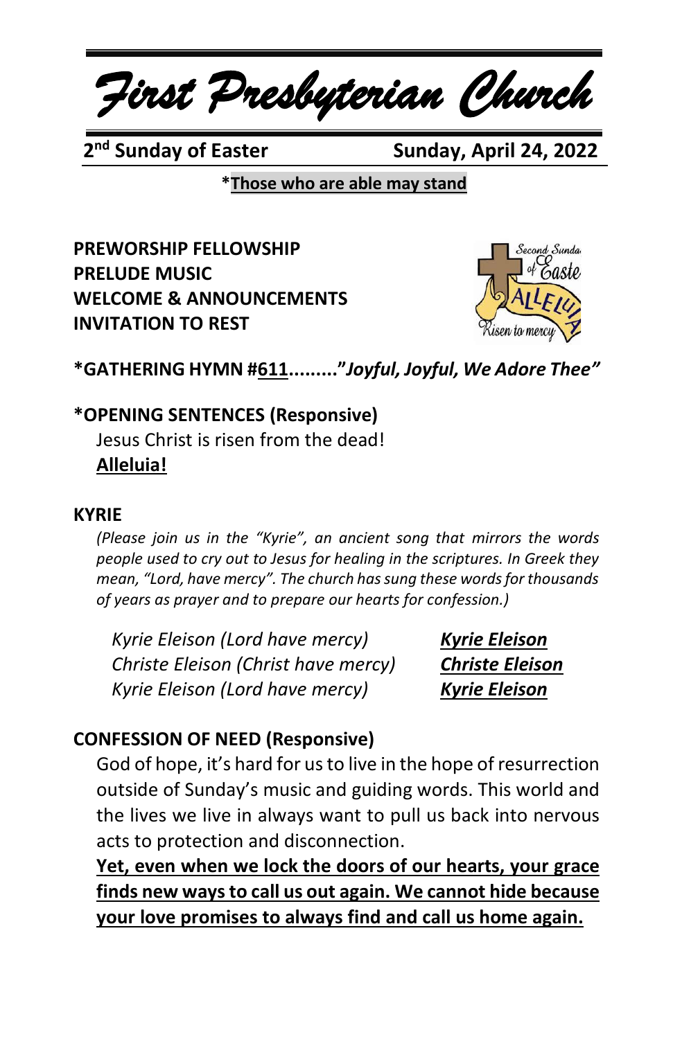# First Presbyterian Church

**2nd Sunday of Easter** **Sunday, April 24, 2022**

***Those who are able may stand**

**PREWORSHIP FELLOWSHIP**
**PRELUDE MUSIC**
**WELCOME & ANNOUNCEMENTS**
**INVITATION TO REST**

**\*GATHERING HYMN #611........."*Joyful, Joyful, We Adore Thee*"**

**\*OPENING SENTENCES (Responsive)**

Jesus Christ is risen from the dead!
**Alleluia!**

**KYRIE**

*(Please join us in the "Kyrie", an ancient song that mirrors the words people used to cry out to Jesus for healing in the scriptures. In Greek they mean, "Lord, have mercy". The church has sung these words for thousands of years as prayer and to prepare our hearts for confession.)*

*Kyrie Eleison (Lord have mercy)* ***Kyrie Eleison***
*Christe Eleison (Christ have mercy)* ***Christe Eleison***
*Kyrie Eleison (Lord have mercy)* ***Kyrie Eleison***

**CONFESSION OF NEED (Responsive)**

God of hope, it's hard for us to live in the hope of resurrection outside of Sunday's music and guiding words. This world and the lives we live in always want to pull us back into nervous acts to protection and disconnection.

**Yet, even when we lock the doors of our hearts, your grace finds new ways to call us out again. We cannot hide because your love promises to always find and call us home again.**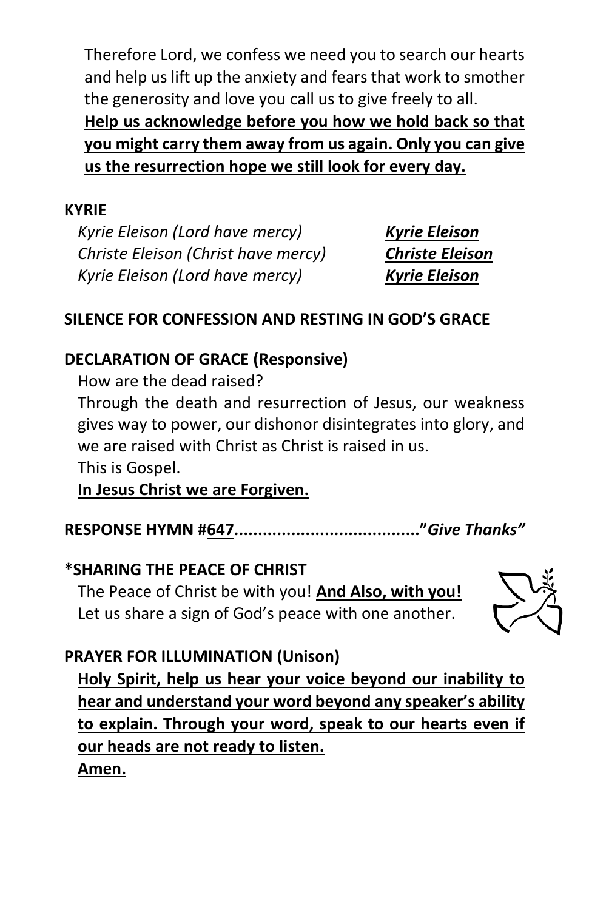Therefore Lord, we confess we need you to search our hearts and help us lift up the anxiety and fears that work to smother the generosity and love you call us to give freely to all.
**Help us acknowledge before you how we hold back so that you might carry them away from us again. Only you can give us the resurrection hope we still look for every day.**

**KYRIE**

*Kyrie Eleison (Lord have mercy)* ***Kyrie Eleison***
*Christe Eleison (Christ have mercy)* ***Christe Eleison***
*Kyrie Eleison (Lord have mercy)* ***Kyrie Eleison***

**SILENCE FOR CONFESSION AND RESTING IN GOD'S GRACE**

**DECLARATION OF GRACE (Responsive)**

How are the dead raised?
Through the death and resurrection of Jesus, our weakness gives way to power, our dishonor disintegrates into glory, and we are raised with Christ as Christ is raised in us.
This is Gospel.
**In Jesus Christ we are Forgiven.**

**RESPONSE HYMN #647......................................."*Give Thanks"***

**\*SHARING THE PEACE OF CHRIST**

The Peace of Christ be with you! **And Also, with you!**
Let us share a sign of God's peace with one another.

**PRAYER FOR ILLUMINATION (Unison)**

**Holy Spirit, help us hear your voice beyond our inability to hear and understand your word beyond any speaker's ability to explain. Through your word, speak to our hearts even if our heads are not ready to listen.**
**Amen.**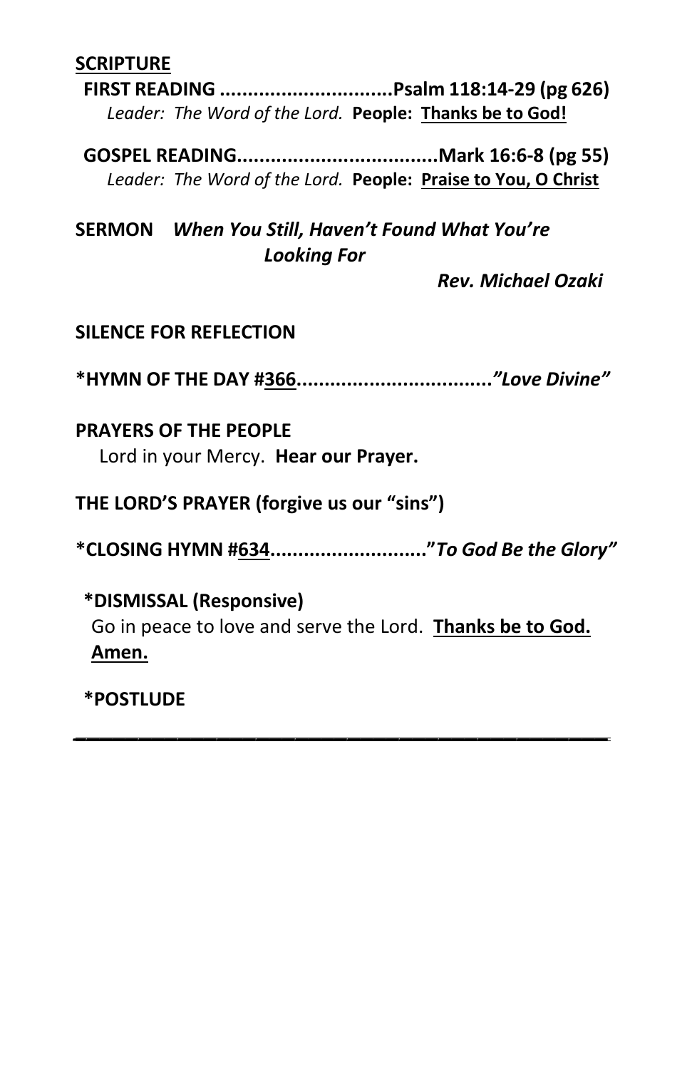**<u>SCRIPTURE</u>**

**FIRST READING ...............................Psalm 118:14-29 (pg 626)**

*Leader: The Word of the Lord.* **People: <u>Thanks be to God!</u>**

**GOSPEL READING....................................Mark 16:6-8 (pg 55)**

*Leader: The Word of the Lord.* **People: <u>Praise to You, O Christ</u>**

**SERMON** ***When You Still, Haven't Found What You're Looking For***

***Rev. Michael Ozaki***

**SILENCE FOR REFLECTION**

**\*HYMN OF THE DAY #<u>366</u>..................................*"Love Divine"***

**PRAYERS OF THE PEOPLE**

Lord in your Mercy. **Hear our Prayer.**

**THE LORD'S PRAYER (forgive us our "sins")**

**\*CLOSING HYMN #<u>634</u>..........................."*To God Be the Glory"***

**\*DISMISSAL (Responsive)**

Go in peace to love and serve the Lord. **<u>Thanks be to God. Amen.</u>**

**\*POSTLUDE**

---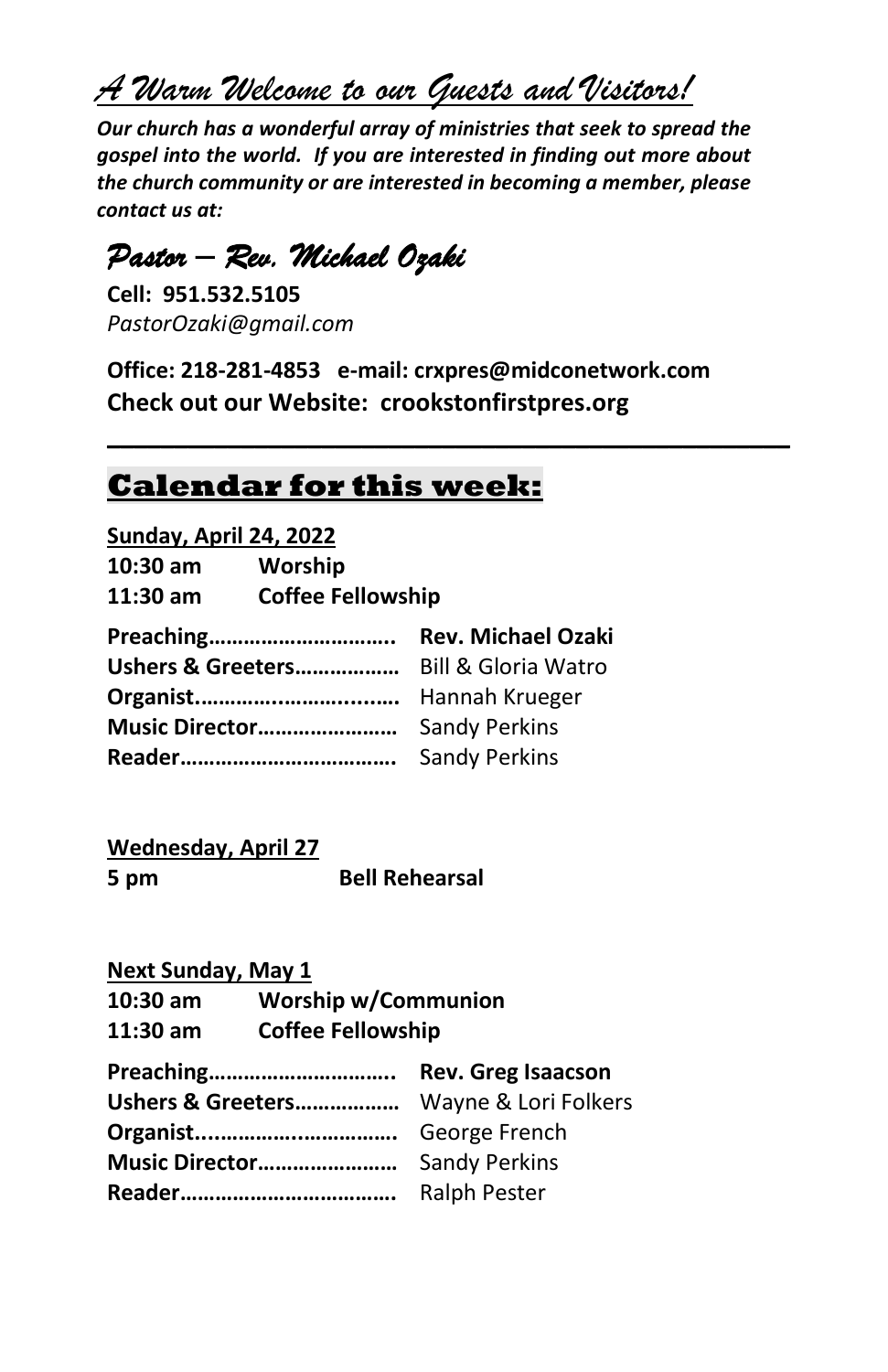# *A Warm Welcome to our Guests and Visitors!*

***Our church has a wonderful array of ministries that seek to spread the gospel into the world. If you are interested in finding out more about the church community or are interested in becoming a member, please contact us at:***

## *Pastor – Rev. Michael Ozaki*

**Cell: 951.532.5105**
*PastorOzaki@gmail.com*

**Office: 218-281-4853 e-mail: crxpres@midconetwork.com**
**Check out our Website: crookstonfirstpres.org**

---

## Calendar for this week:

**Sunday, April 24, 2022**

| | |
|---|---|
| **10:30 am** | **Worship** |
| **11:30 am** | **Coffee Fellowship** |

| | |
|---|---|
| **Preaching…………………………..** | **Rev. Michael Ozaki** |
| **Ushers & Greeters……………..** | Bill & Gloria Watro |
| **Organist……………………………** | Hannah Krueger |
| **Music Director……………………** | Sandy Perkins |
| **Reader………………………………** | Sandy Perkins |

**Wednesday, April 27**

| | |
|---|---|
| **5 pm** | **Bell Rehearsal** |

**Next Sunday, May 1**

| | |
|---|---|
| **10:30 am** | **Worship w/Communion** |
| **11:30 am** | **Coffee Fellowship** |

| | |
|---|---|
| **Preaching…………………………..** | **Rev. Greg Isaacson** |
| **Ushers & Greeters……………..** | Wayne & Lori Folkers |
| **Organist……………………………** | George French |
| **Music Director……………………** | Sandy Perkins |
| **Reader………………………………** | Ralph Pester |